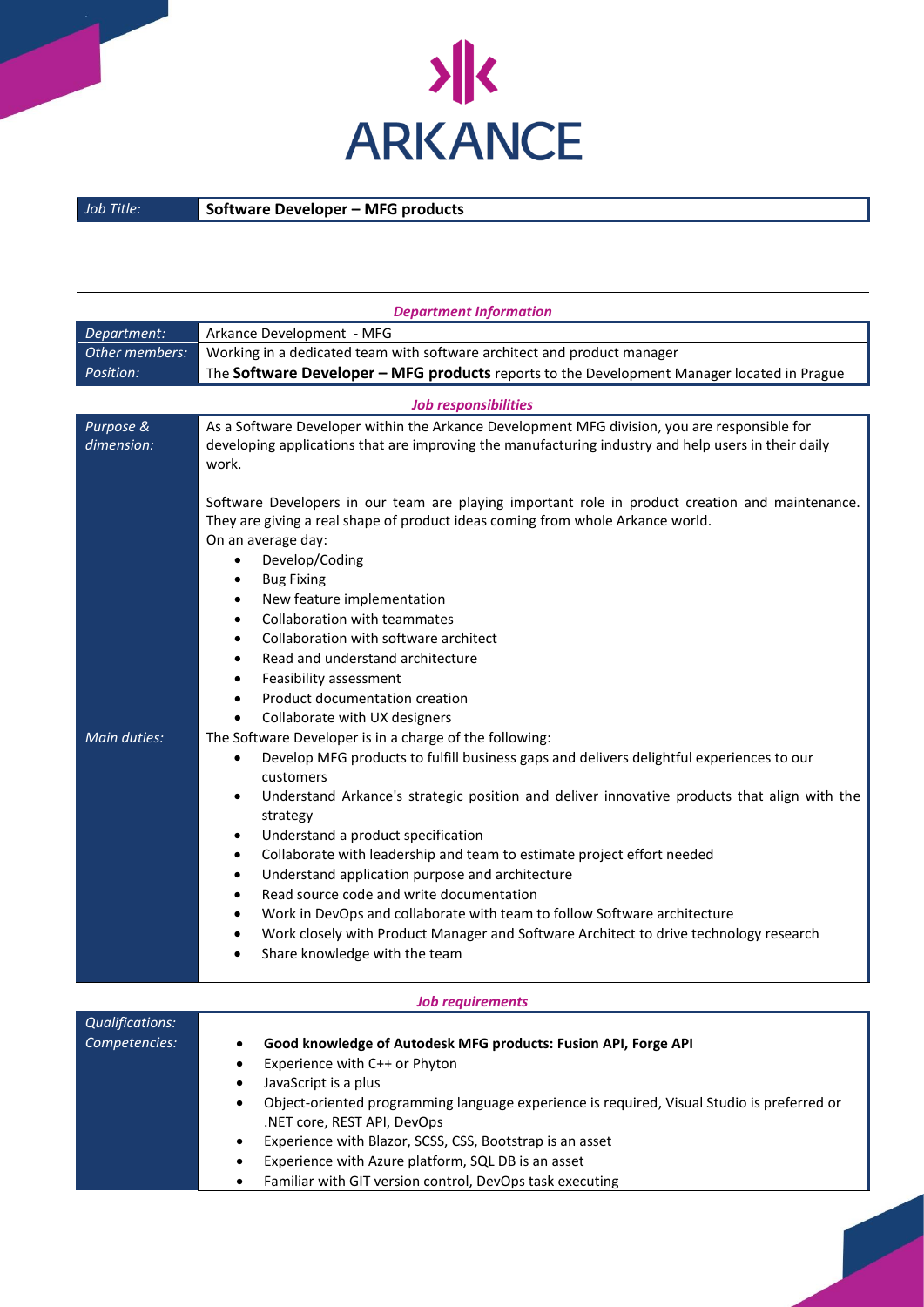ARKANCE

| *Job Title:* | **Software Developer – MFG products** |
| --- | --- |

***Department Information***

| | |
| --- | --- |
| *Department:* | Arkance Development - MFG |
| *Other members:* | Working in a dedicated team with software architect and product manager |
| *Position:* | The **Software Developer – MFG products** reports to the Development Manager located in Prague |

***Job responsibilities***

| | |
| --- | --- |
| *Purpose & dimension:* | As a Software Developer within the Arkance Development MFG division, you are responsible for developing applications that are improving the manufacturing industry and help users in their daily work.<br><br>Software Developers in our team are playing important role in product creation and maintenance. They are giving a real shape of product ideas coming from whole Arkance world.<br>On an average day:<br>• Develop/Coding<br>• Bug Fixing<br>• New feature implementation<br>• Collaboration with teammates<br>• Collaboration with software architect<br>• Read and understand architecture<br>• Feasibility assessment<br>• Product documentation creation<br>• Collaborate with UX designers |
| *Main duties:* | The Software Developer is in a charge of the following:<br>• Develop MFG products to fulfill business gaps and delivers delightful experiences to our customers<br>• Understand Arkance's strategic position and deliver innovative products that align with the strategy<br>• Understand a product specification<br>• Collaborate with leadership and team to estimate project effort needed<br>• Understand application purpose and architecture<br>• Read source code and write documentation<br>• Work in DevOps and collaborate with team to follow Software architecture<br>• Work closely with Product Manager and Software Architect to drive technology research<br>• Share knowledge with the team |

***Job requirements***

| | |
| --- | --- |
| *Qualifications:* | |
| *Competencies:* | • **Good knowledge of Autodesk MFG products: Fusion API, Forge API**<br>• Experience with C++ or Phyton<br>• JavaScript is a plus<br>• Object-oriented programming language experience is required, Visual Studio is preferred or .NET core, REST API, DevOps<br>• Experience with Blazor, SCSS, CSS, Bootstrap is an asset<br>• Experience with Azure platform, SQL DB is an asset<br>• Familiar with GIT version control, DevOps task executing |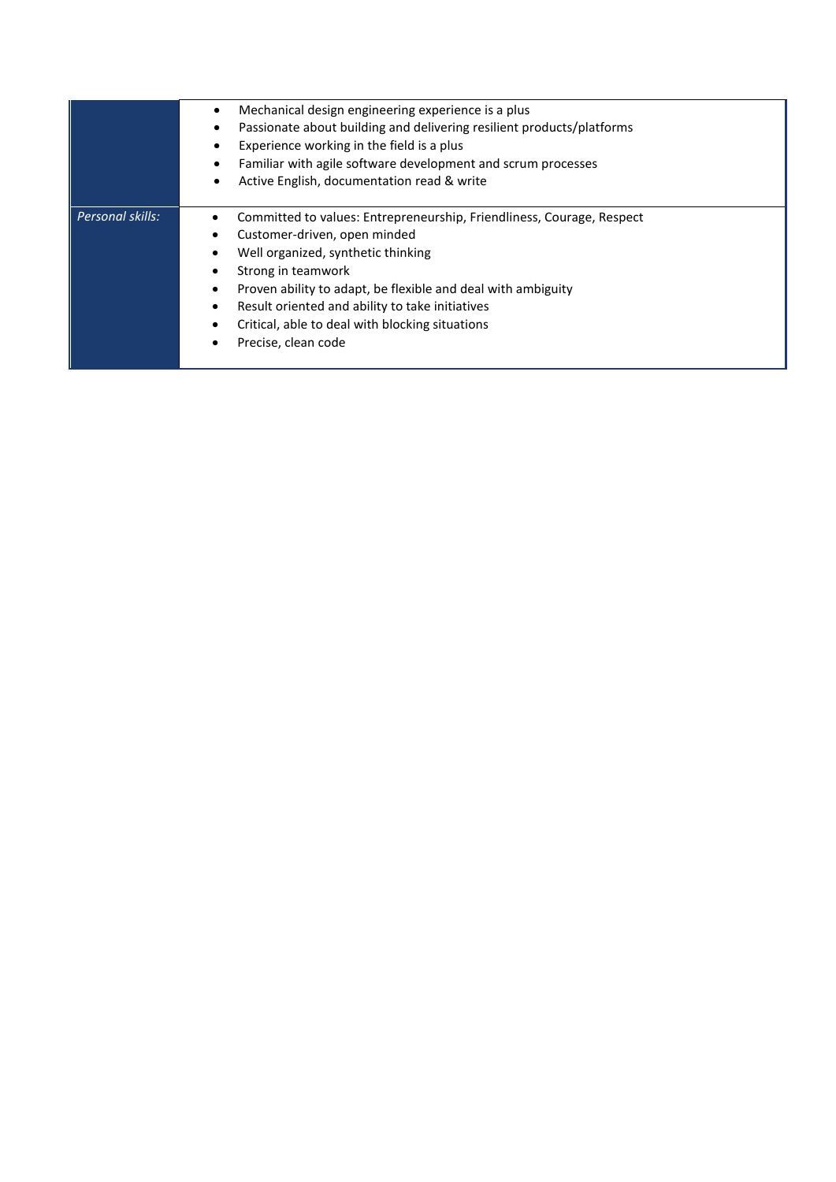| | |
|---|---|
| | • Mechanical design engineering experience is a plus<br>• Passionate about building and delivering resilient products/platforms<br>• Experience working in the field is a plus<br>• Familiar with agile software development and scrum processes<br>• Active English, documentation read & write |
| *Personal skills:* | • Committed to values: Entrepreneurship, Friendliness, Courage, Respect<br>• Customer-driven, open minded<br>• Well organized, synthetic thinking<br>• Strong in teamwork<br>• Proven ability to adapt, be flexible and deal with ambiguity<br>• Result oriented and ability to take initiatives<br>• Critical, able to deal with blocking situations<br>• Precise, clean code |